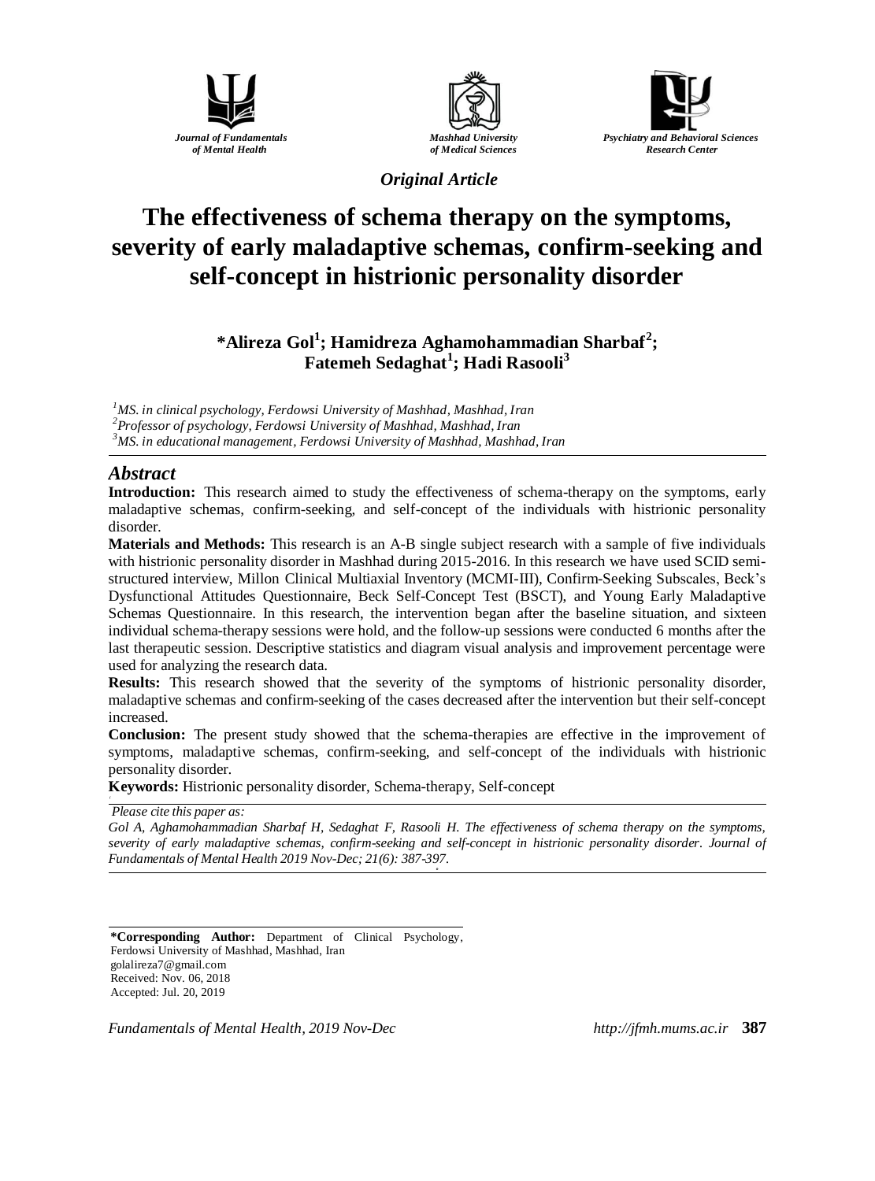Journal of Fundamentals of Mental Health

Mashhad University of Medical Sciences

Psychiatry and Behavioral Sciences Research Center

*Original Article*

# The effectiveness of schema therapy on the symptoms, severity of early maladaptive schemas, confirm-seeking and self-concept in histrionic personality disorder

**\*Alireza Gol[1]; Hamidreza Aghamohammadian Sharbaf[2]; Fatemeh Sedaghat[1]; Hadi Rasooli[3]**

[1]*MS. in clinical psychology, Ferdowsi University of Mashhad, Mashhad, Iran*
[2]*Professor of psychology, Ferdowsi University of Mashhad, Mashhad, Iran*
[3]*MS. in educational management, Ferdowsi University of Mashhad, Mashhad, Iran*

## Abstract

**Introduction:** This research aimed to study the effectiveness of schema-therapy on the symptoms, early maladaptive schemas, confirm-seeking, and self-concept of the individuals with histrionic personality disorder.

**Materials and Methods:** This research is an A-B single subject research with a sample of five individuals with histrionic personality disorder in Mashhad during 2015-2016. In this research we have used SCID semi-structured interview, Millon Clinical Multiaxial Inventory (MCMI-III), Confirm-Seeking Subscales, Beck's Dysfunctional Attitudes Questionnaire, Beck Self-Concept Test (BSCT), and Young Early Maladaptive Schemas Questionnaire. In this research, the intervention began after the baseline situation, and sixteen individual schema-therapy sessions were hold, and the follow-up sessions were conducted 6 months after the last therapeutic session. Descriptive statistics and diagram visual analysis and improvement percentage were used for analyzing the research data.

**Results:** This research showed that the severity of the symptoms of histrionic personality disorder, maladaptive schemas and confirm-seeking of the cases decreased after the intervention but their self-concept increased.

**Conclusion:** The present study showed that the schema-therapies are effective in the improvement of symptoms, maladaptive schemas, confirm-seeking, and self-concept of the individuals with histrionic personality disorder.

**Keywords:** Histrionic personality disorder, Schema-therapy, Self-concept

*Please cite this paper as:*
*Gol A, Aghamohammadian Sharbaf H, Sedaghat F, Rasooli H. The effectiveness of schema therapy on the symptoms, severity of early maladaptive schemas, confirm-seeking and self-concept in histrionic personality disorder. Journal of Fundamentals of Mental Health 2019 Nov-Dec; 21(6): 387-397.*

**\*Corresponding Author:** Department of Clinical Psychology, Ferdowsi University of Mashhad, Mashhad, Iran
golalireza7@gmail.com
Received: Nov. 06, 2018
Accepted: Jul. 20, 2019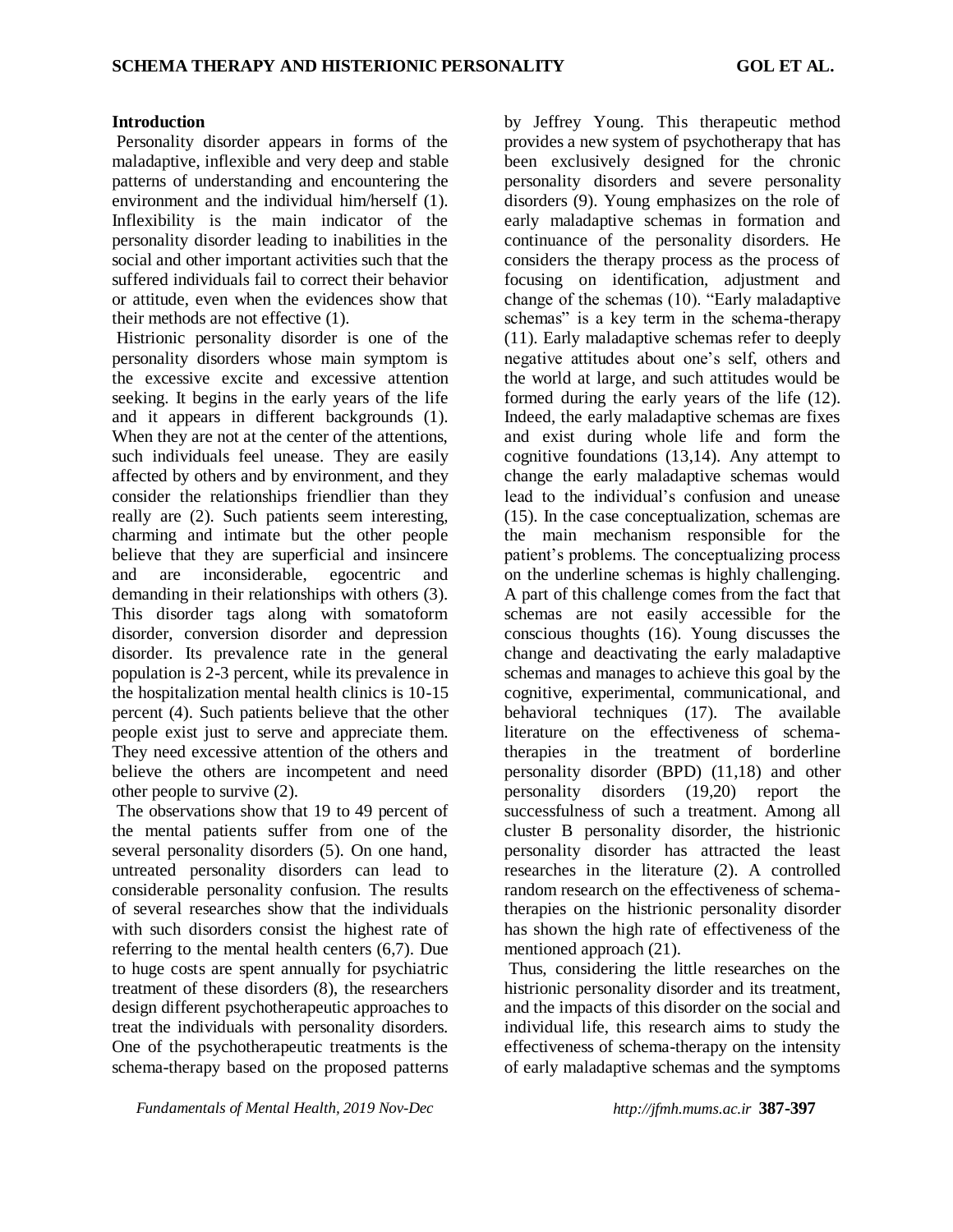## Introduction

Personality disorder appears in forms of the maladaptive, inflexible and very deep and stable patterns of understanding and encountering the environment and the individual him/herself (1). Inflexibility is the main indicator of the personality disorder leading to inabilities in the social and other important activities such that the suffered individuals fail to correct their behavior or attitude, even when the evidences show that their methods are not effective (1).

Histrionic personality disorder is one of the personality disorders whose main symptom is the excessive excite and excessive attention seeking. It begins in the early years of the life and it appears in different backgrounds (1). When they are not at the center of the attentions, such individuals feel unease. They are easily affected by others and by environment, and they consider the relationships friendlier than they really are (2). Such patients seem interesting, charming and intimate but the other people believe that they are superficial and insincere and are inconsiderable, egocentric and demanding in their relationships with others (3). This disorder tags along with somatoform disorder, conversion disorder and depression disorder. Its prevalence rate in the general population is 2-3 percent, while its prevalence in the hospitalization mental health clinics is 10-15 percent (4). Such patients believe that the other people exist just to serve and appreciate them. They need excessive attention of the others and believe the others are incompetent and need other people to survive (2).

The observations show that 19 to 49 percent of the mental patients suffer from one of the several personality disorders (5). On one hand, untreated personality disorders can lead to considerable personality confusion. The results of several researches show that the individuals with such disorders consist the highest rate of referring to the mental health centers (6,7). Due to huge costs are spent annually for psychiatric treatment of these disorders (8), the researchers design different psychotherapeutic approaches to treat the individuals with personality disorders. One of the psychotherapeutic treatments is the schema-therapy based on the proposed patterns by Jeffrey Young. This therapeutic method provides a new system of psychotherapy that has been exclusively designed for the chronic personality disorders and severe personality disorders (9). Young emphasizes on the role of early maladaptive schemas in formation and continuance of the personality disorders. He considers the therapy process as the process of focusing on identification, adjustment and change of the schemas (10). "Early maladaptive schemas" is a key term in the schema-therapy (11). Early maladaptive schemas refer to deeply negative attitudes about one's self, others and the world at large, and such attitudes would be formed during the early years of the life (12). Indeed, the early maladaptive schemas are fixes and exist during whole life and form the cognitive foundations (13,14). Any attempt to change the early maladaptive schemas would lead to the individual's confusion and unease (15). In the case conceptualization, schemas are the main mechanism responsible for the patient's problems. The conceptualizing process on the underline schemas is highly challenging. A part of this challenge comes from the fact that schemas are not easily accessible for the conscious thoughts (16). Young discusses the change and deactivating the early maladaptive schemas and manages to achieve this goal by the cognitive, experimental, communicational, and behavioral techniques (17). The available literature on the effectiveness of schema-therapies in the treatment of borderline personality disorder (BPD) (11,18) and other personality disorders (19,20) report the successfulness of such a treatment. Among all cluster B personality disorder, the histrionic personality disorder has attracted the least researches in the literature (2). A controlled random research on the effectiveness of schema-therapies on the histrionic personality disorder has shown the high rate of effectiveness of the mentioned approach (21).

Thus, considering the little researches on the histrionic personality disorder and its treatment, and the impacts of this disorder on the social and individual life, this research aims to study the effectiveness of schema-therapy on the intensity of early maladaptive schemas and the symptoms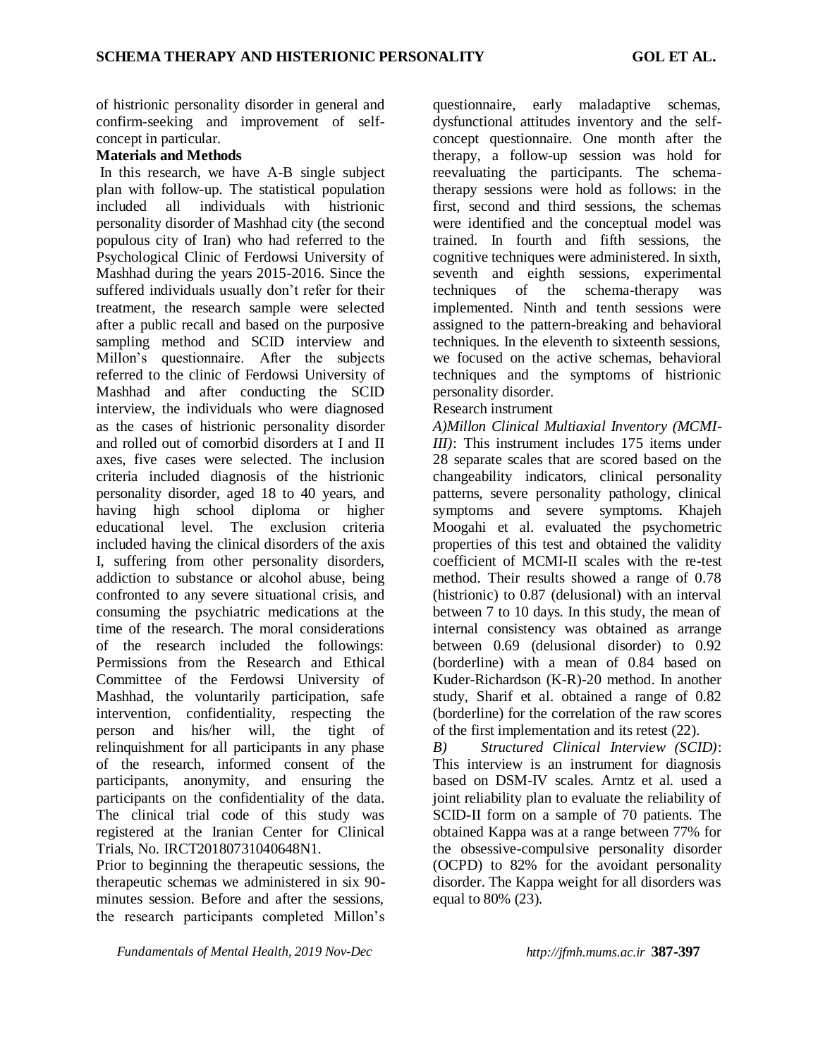of histrionic personality disorder in general and confirm-seeking and improvement of self-concept in particular.

**Materials and Methods**

In this research, we have A-B single subject plan with follow-up. The statistical population included all individuals with histrionic personality disorder of Mashhad city (the second populous city of Iran) who had referred to the Psychological Clinic of Ferdowsi University of Mashhad during the years 2015-2016. Since the suffered individuals usually don't refer for their treatment, the research sample were selected after a public recall and based on the purposive sampling method and SCID interview and Millon's questionnaire. After the subjects referred to the clinic of Ferdowsi University of Mashhad and after conducting the SCID interview, the individuals who were diagnosed as the cases of histrionic personality disorder and rolled out of comorbid disorders at I and II axes, five cases were selected. The inclusion criteria included diagnosis of the histrionic personality disorder, aged 18 to 40 years, and having high school diploma or higher educational level. The exclusion criteria included having the clinical disorders of the axis I, suffering from other personality disorders, addiction to substance or alcohol abuse, being confronted to any severe situational crisis, and consuming the psychiatric medications at the time of the research. The moral considerations of the research included the followings: Permissions from the Research and Ethical Committee of the Ferdowsi University of Mashhad, the voluntarily participation, safe intervention, confidentiality, respecting the person and his/her will, the tight of relinquishment for all participants in any phase of the research, informed consent of the participants, anonymity, and ensuring the participants on the confidentiality of the data. The clinical trial code of this study was registered at the Iranian Center for Clinical Trials, No. IRCT20180731040648N1.

Prior to beginning the therapeutic sessions, the therapeutic schemas we administered in six 90-minutes session. Before and after the sessions, the research participants completed Millon's questionnaire, early maladaptive schemas, dysfunctional attitudes inventory and the self-concept questionnaire. One month after the therapy, a follow-up session was hold for reevaluating the participants. The schema-therapy sessions were hold as follows: in the first, second and third sessions, the schemas were identified and the conceptual model was trained. In fourth and fifth sessions, the cognitive techniques were administered. In sixth, seventh and eighth sessions, experimental techniques of the schema-therapy was implemented. Ninth and tenth sessions were assigned to the pattern-breaking and behavioral techniques. In the eleventh to sixteenth sessions, we focused on the active schemas, behavioral techniques and the symptoms of histrionic personality disorder.

Research instrument

*A)Millon Clinical Multiaxial Inventory (MCMI-III)*: This instrument includes 175 items under 28 separate scales that are scored based on the changeability indicators, clinical personality patterns, severe personality pathology, clinical symptoms and severe symptoms. Khajeh Moogahi et al. evaluated the psychometric properties of this test and obtained the validity coefficient of MCMI-II scales with the re-test method. Their results showed a range of 0.78 (histrionic) to 0.87 (delusional) with an interval between 7 to 10 days. In this study, the mean of internal consistency was obtained as arrange between 0.69 (delusional disorder) to 0.92 (borderline) with a mean of 0.84 based on Kuder-Richardson (K-R)-20 method. In another study, Sharif et al. obtained a range of 0.82 (borderline) for the correlation of the raw scores of the first implementation and its retest (22).

*B) Structured Clinical Interview (SCID)*: This interview is an instrument for diagnosis based on DSM-IV scales. Arntz et al. used a joint reliability plan to evaluate the reliability of SCID-II form on a sample of 70 patients. The obtained Kappa was at a range between 77% for the obsessive-compulsive personality disorder (OCPD) to 82% for the avoidant personality disorder. The Kappa weight for all disorders was equal to 80% (23).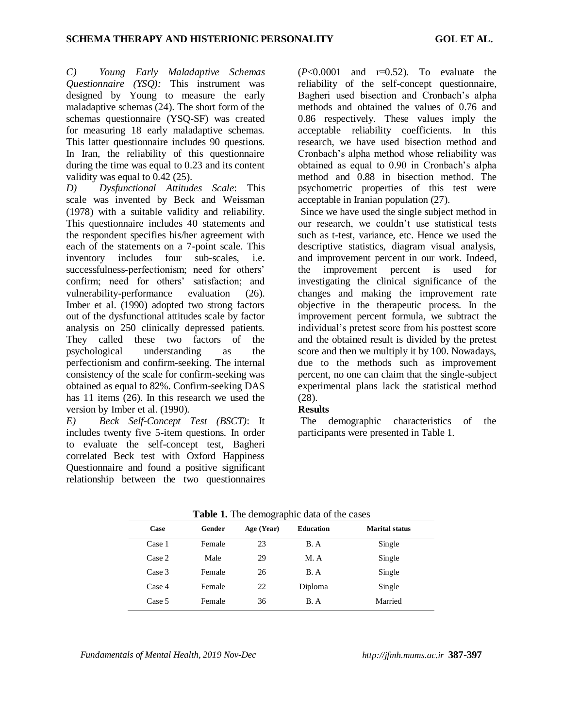*C) Young Early Maladaptive Schemas Questionnaire (YSQ):* This instrument was designed by Young to measure the early maladaptive schemas (24). The short form of the schemas questionnaire (YSQ-SF) was created for measuring 18 early maladaptive schemas. This latter questionnaire includes 90 questions. In Iran, the reliability of this questionnaire during the time was equal to 0.23 and its content validity was equal to 0.42 (25).

*D) Dysfunctional Attitudes Scale*: This scale was invented by Beck and Weissman (1978) with a suitable validity and reliability. This questionnaire includes 40 statements and the respondent specifies his/her agreement with each of the statements on a 7-point scale. This inventory includes four sub-scales, i.e. successfulness-perfectionism; need for others' confirm; need for others' satisfaction; and vulnerability-performance evaluation (26). Imber et al. (1990) adopted two strong factors out of the dysfunctional attitudes scale by factor analysis on 250 clinically depressed patients. They called these two factors of the psychological understanding as the perfectionism and confirm-seeking. The internal consistency of the scale for confirm-seeking was obtained as equal to 82%. Confirm-seeking DAS has 11 items (26). In this research we used the version by Imber et al. (1990).

*E) Beck Self-Concept Test (BSCT)*: It includes twenty five 5-item questions. In order to evaluate the self-concept test, Bagheri correlated Beck test with Oxford Happiness Questionnaire and found a positive significant relationship between the two questionnaires ($P<0.0001$ and $r=0.52$). To evaluate the reliability of the self-concept questionnaire, Bagheri used bisection and Cronbach's alpha methods and obtained the values of 0.76 and 0.86 respectively. These values imply the acceptable reliability coefficients. In this research, we have used bisection method and Cronbach's alpha method whose reliability was obtained as equal to 0.90 in Cronbach's alpha method and 0.88 in bisection method. The psychometric properties of this test were acceptable in Iranian population (27).

Since we have used the single subject method in our research, we couldn't use statistical tests such as t-test, variance, etc. Hence we used the descriptive statistics, diagram visual analysis, and improvement percent in our work. Indeed, the improvement percent is used for investigating the clinical significance of the changes and making the improvement rate objective in the therapeutic process. In the improvement percent formula, we subtract the individual's pretest score from his posttest score and the obtained result is divided by the pretest score and then we multiply it by 100. Nowadays, due to the methods such as improvement percent, no one can claim that the single-subject experimental plans lack the statistical method (28).

## Results

The demographic characteristics of the participants were presented in Table 1.

**Table 1.** The demographic data of the cases

| Case | Gender | Age (Year) | Education | Marital status |
|---|---|---|---|---|
| Case 1 | Female | 23 | B. A | Single |
| Case 2 | Male | 29 | M. A | Single |
| Case 3 | Female | 26 | B. A | Single |
| Case 4 | Female | 22 | Diploma | Single |
| Case 5 | Female | 36 | B. A | Married |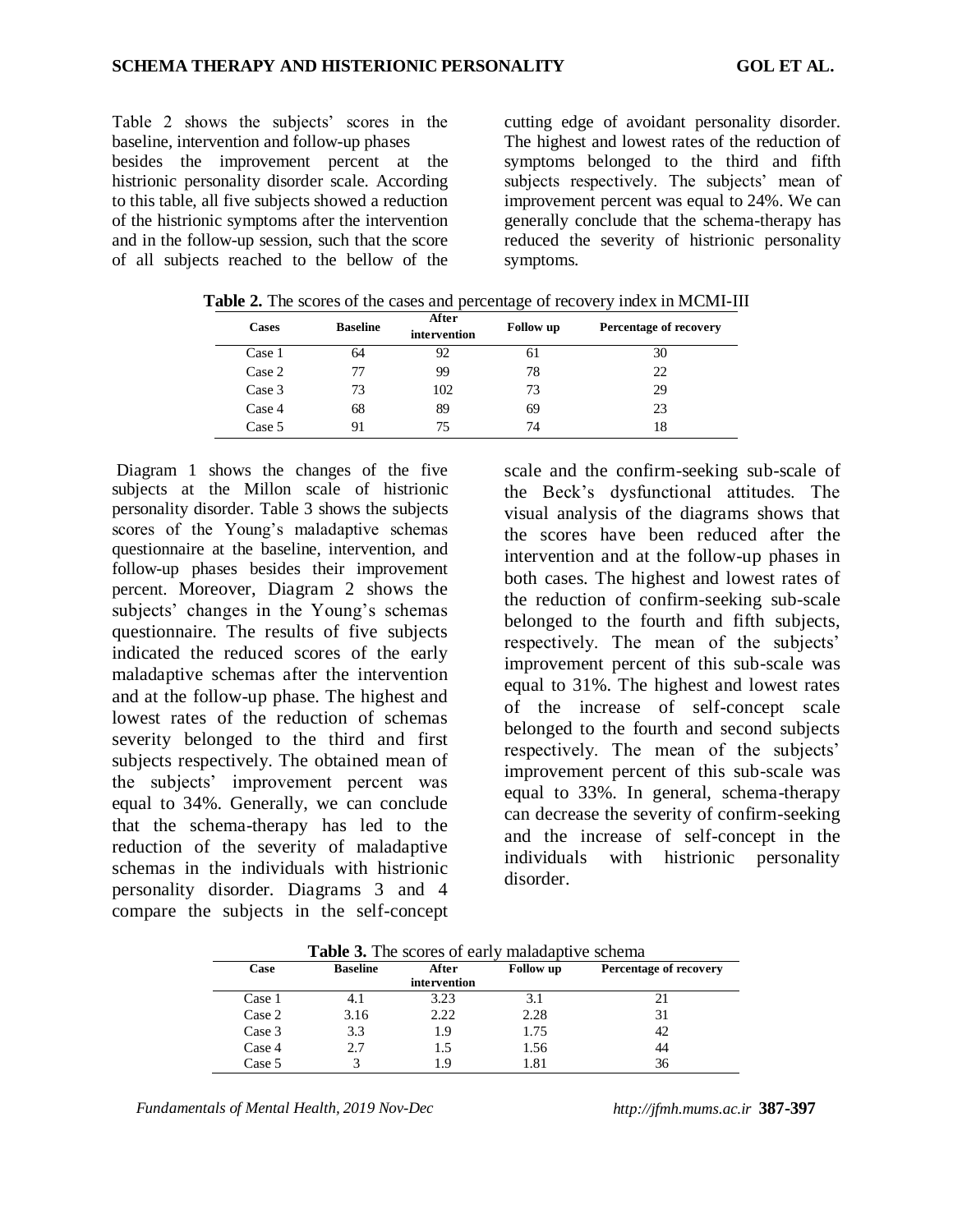Table 2 shows the subjects' scores in the baseline, intervention and follow-up phases besides the improvement percent at the histrionic personality disorder scale. According to this table, all five subjects showed a reduction of the histrionic symptoms after the intervention and in the follow-up session, such that the score of all subjects reached to the bellow of the cutting edge of avoidant personality disorder. The highest and lowest rates of the reduction of symptoms belonged to the third and fifth subjects respectively. The subjects' mean of improvement percent was equal to 24%. We can generally conclude that the schema-therapy has reduced the severity of histrionic personality symptoms.

**Table 2.** The scores of the cases and percentage of recovery index in MCMI-III

| Cases | Baseline | After intervention | Follow up | Percentage of recovery |
|---|---|---|---|---|
| Case 1 | 64 | 92 | 61 | 30 |
| Case 2 | 77 | 99 | 78 | 22 |
| Case 3 | 73 | 102 | 73 | 29 |
| Case 4 | 68 | 89 | 69 | 23 |
| Case 5 | 91 | 75 | 74 | 18 |

Diagram 1 shows the changes of the five subjects at the Millon scale of histrionic personality disorder. Table 3 shows the subjects scores of the Young's maladaptive schemas questionnaire at the baseline, intervention, and follow-up phases besides their improvement percent. Moreover, Diagram 2 shows the subjects' changes in the Young's schemas questionnaire. The results of five subjects indicated the reduced scores of the early maladaptive schemas after the intervention and at the follow-up phase. The highest and lowest rates of the reduction of schemas severity belonged to the third and first subjects respectively. The obtained mean of the subjects' improvement percent was equal to 34%. Generally, we can conclude that the schema-therapy has led to the reduction of the severity of maladaptive schemas in the individuals with histrionic personality disorder. Diagrams 3 and 4 compare the subjects in the self-concept scale and the confirm-seeking sub-scale of the Beck's dysfunctional attitudes. The visual analysis of the diagrams shows that the scores have been reduced after the intervention and at the follow-up phases in both cases. The highest and lowest rates of the reduction of confirm-seeking sub-scale belonged to the fourth and fifth subjects, respectively. The mean of the subjects' improvement percent of this sub-scale was equal to 31%. The highest and lowest rates of the increase of self-concept scale belonged to the fourth and second subjects respectively. The mean of the subjects' improvement percent of this sub-scale was equal to 33%. In general, schema-therapy can decrease the severity of confirm-seeking and the increase of self-concept in the individuals with histrionic personality disorder.

**Table 3.** The scores of early maladaptive schema

| Case | Baseline | After intervention | Follow up | Percentage of recovery |
|---|---|---|---|---|
| Case 1 | 4.1 | 3.23 | 3.1 | 21 |
| Case 2 | 3.16 | 2.22 | 2.28 | 31 |
| Case 3 | 3.3 | 1.9 | 1.75 | 42 |
| Case 4 | 2.7 | 1.5 | 1.56 | 44 |
| Case 5 | 3 | 1.9 | 1.81 | 36 |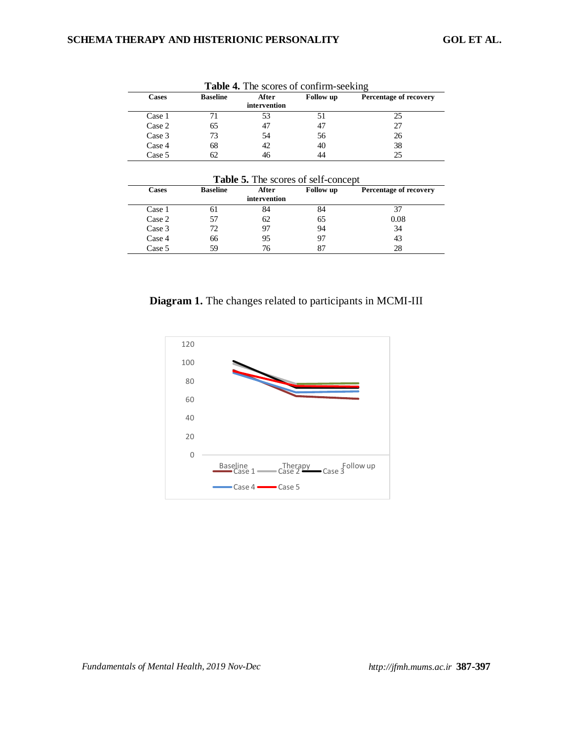**Table 4.** The scores of confirm-seeking

| Cases | Baseline | After intervention | Follow up | Percentage of recovery |
|---|---|---|---|---|
| Case 1 | 71 | 53 | 51 | 25 |
| Case 2 | 65 | 47 | 47 | 27 |
| Case 3 | 73 | 54 | 56 | 26 |
| Case 4 | 68 | 42 | 40 | 38 |
| Case 5 | 62 | 46 | 44 | 25 |

**Table 5.** The scores of self-concept

| Cases | Baseline | After intervention | Follow up | Percentage of recovery |
|---|---|---|---|---|
| Case 1 | 61 | 84 | 84 | 37 |
| Case 2 | 57 | 62 | 65 | 0.08 |
| Case 3 | 72 | 97 | 94 | 34 |
| Case 4 | 66 | 95 | 97 | 43 |
| Case 5 | 59 | 76 | 87 | 28 |

**Diagram 1.** The changes related to participants in MCMI-III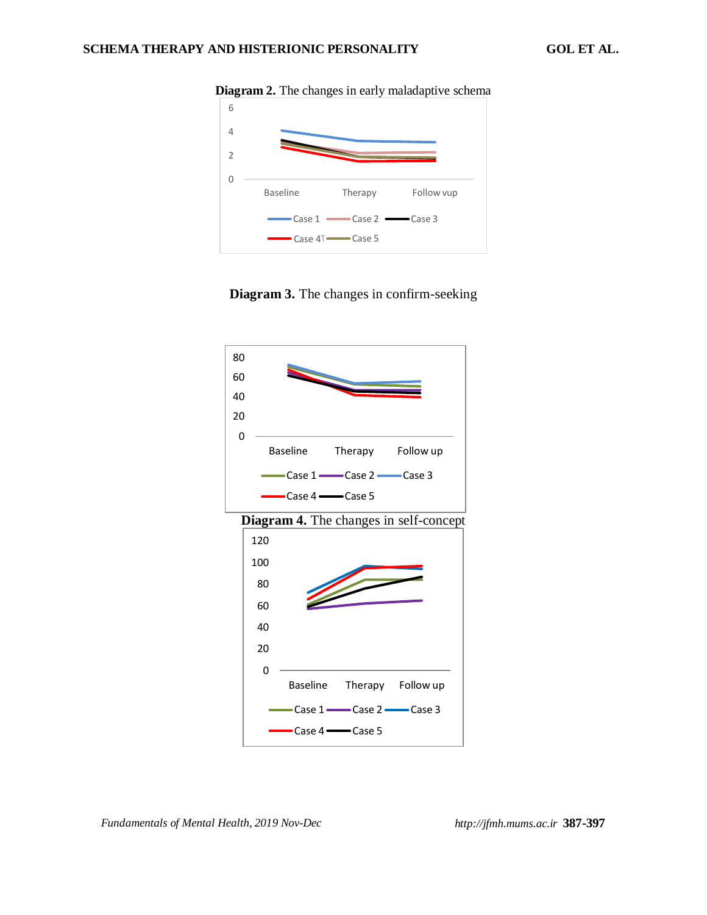**Diagram 2.** The changes in early maladaptive schema

**Diagram 3.** The changes in confirm-seeking

**Diagram 4.** The changes in self-concept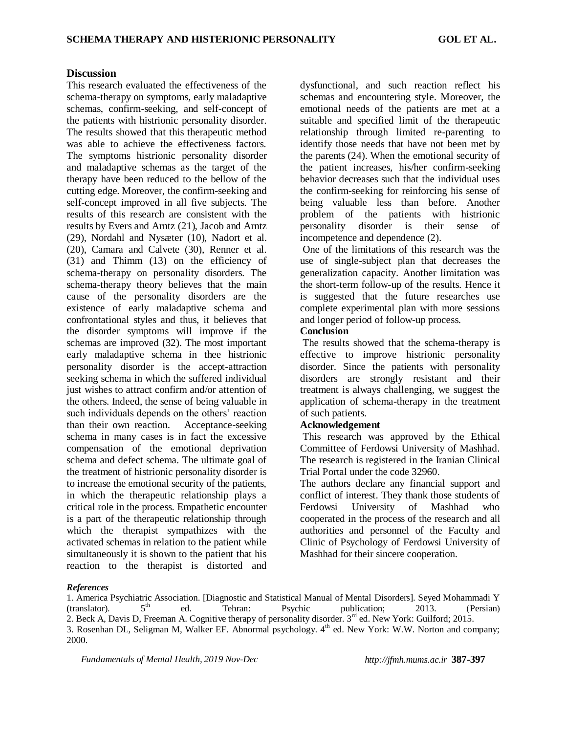## Discussion

This research evaluated the effectiveness of the schema-therapy on symptoms, early maladaptive schemas, confirm-seeking, and self-concept of the patients with histrionic personality disorder. The results showed that this therapeutic method was able to achieve the effectiveness factors. The symptoms histrionic personality disorder and maladaptive schemas as the target of the therapy have been reduced to the bellow of the cutting edge. Moreover, the confirm-seeking and self-concept improved in all five subjects. The results of this research are consistent with the results by Evers and Arntz (21), Jacob and Arntz (29), Nordahl and Nysæter (10), Nadort et al. (20), Camara and Calvete (30), Renner et al. (31) and Thimm (13) on the efficiency of schema-therapy on personality disorders. The schema-therapy theory believes that the main cause of the personality disorders are the existence of early maladaptive schema and confrontational styles and thus, it believes that the disorder symptoms will improve if the schemas are improved (32). The most important early maladaptive schema in thee histrionic personality disorder is the accept-attraction seeking schema in which the suffered individual just wishes to attract confirm and/or attention of the others. Indeed, the sense of being valuable in such individuals depends on the others' reaction than their own reaction. Acceptance-seeking schema in many cases is in fact the excessive compensation of the emotional deprivation schema and defect schema. The ultimate goal of the treatment of histrionic personality disorder is to increase the emotional security of the patients, in which the therapeutic relationship plays a critical role in the process. Empathetic encounter is a part of the therapeutic relationship through which the therapist sympathizes with the activated schemas in relation to the patient while simultaneously it is shown to the patient that his reaction to the therapist is distorted and dysfunctional, and such reaction reflect his schemas and encountering style. Moreover, the emotional needs of the patients are met at a suitable and specified limit of the therapeutic relationship through limited re-parenting to identify those needs that have not been met by the parents (24). When the emotional security of the patient increases, his/her confirm-seeking behavior decreases such that the individual uses the confirm-seeking for reinforcing his sense of being valuable less than before. Another problem of the patients with histrionic personality disorder is their sense of incompetence and dependence (2).

One of the limitations of this research was the use of single-subject plan that decreases the generalization capacity. Another limitation was the short-term follow-up of the results. Hence it is suggested that the future researches use complete experimental plan with more sessions and longer period of follow-up process.

### Conclusion

The results showed that the schema-therapy is effective to improve histrionic personality disorder. Since the patients with personality disorders are strongly resistant and their treatment is always challenging, we suggest the application of schema-therapy in the treatment of such patients.

### Acknowledgement

This research was approved by the Ethical Committee of Ferdowsi University of Mashhad. The research is registered in the Iranian Clinical Trial Portal under the code 32960.

The authors declare any financial support and conflict of interest. They thank those students of Ferdowsi University of Mashhad who cooperated in the process of the research and all authorities and personnel of the Faculty and Clinic of Psychology of Ferdowsi University of Mashhad for their sincere cooperation.

### *References*

1. America Psychiatric Association. [Diagnostic and Statistical Manual of Mental Disorders]. Seyed Mohammadi Y (translator). 5th ed. Tehran: Psychic publication; 2013. (Persian)
2. Beck A, Davis D, Freeman A. Cognitive therapy of personality disorder. 3rd ed. New York: Guilford; 2015.
3. Rosenhan DL, Seligman M, Walker EF. Abnormal psychology. 4th ed. New York: W.W. Norton and company; 2000.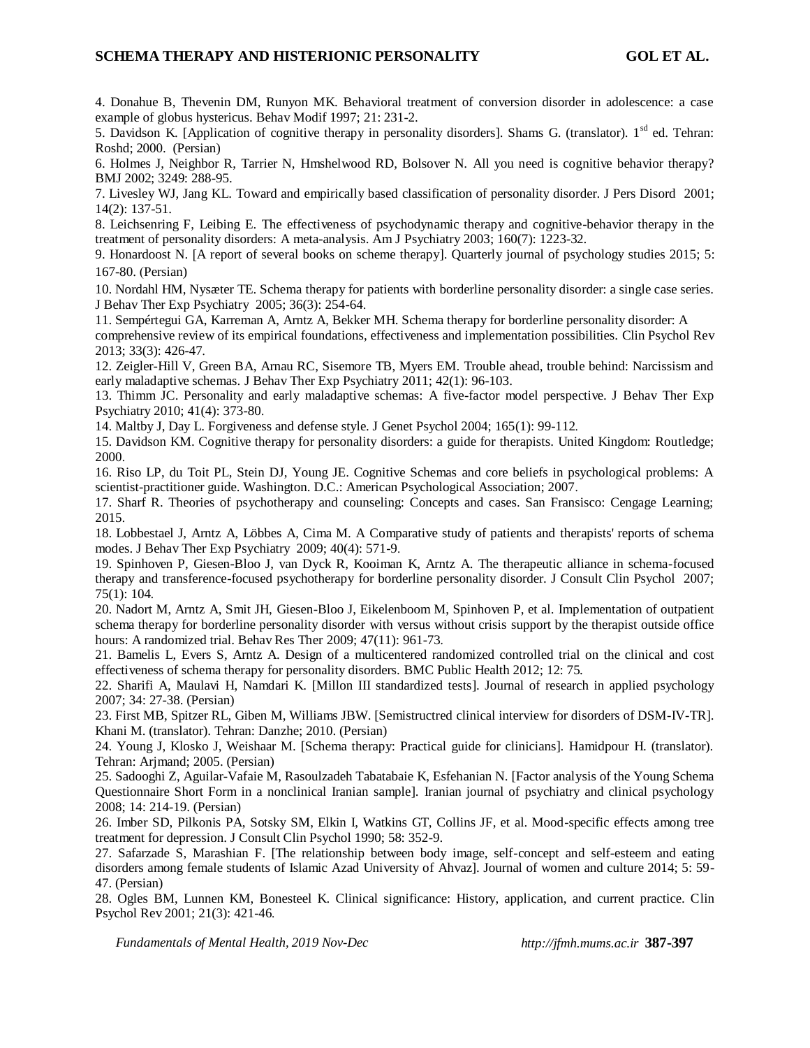4. Donahue B, Thevenin DM, Runyon MK. Behavioral treatment of conversion disorder in adolescence: a case example of globus hystericus. Behav Modif 1997; 21: 231-2.

5. Davidson K. [Application of cognitive therapy in personality disorders]. Shams G. (translator). 1[sd] ed. Tehran: Roshd; 2000. (Persian)

6. Holmes J, Neighbor R, Tarrier N, Hmshelwood RD, Bolsover N. All you need is cognitive behavior therapy? BMJ 2002; 3249: 288-95.

7. Livesley WJ, Jang KL. Toward and empirically based classification of personality disorder. J Pers Disord 2001; 14(2): 137-51.

8. Leichsenring F, Leibing E. The effectiveness of psychodynamic therapy and cognitive-behavior therapy in the treatment of personality disorders: A meta-analysis. Am J Psychiatry 2003; 160(7): 1223-32.

9. Honardoost N. [A report of several books on scheme therapy]. Quarterly journal of psychology studies 2015; 5: 167-80. (Persian)

10. Nordahl HM, Nysæter TE. Schema therapy for patients with borderline personality disorder: a single case series. J Behav Ther Exp Psychiatry 2005; 36(3): 254-64.

11. Sempértegui GA, Karreman A, Arntz A, Bekker MH. Schema therapy for borderline personality disorder: A comprehensive review of its empirical foundations, effectiveness and implementation possibilities. Clin Psychol Rev 2013; 33(3): 426-47.

12. Zeigler-Hill V, Green BA, Arnau RC, Sisemore TB, Myers EM. Trouble ahead, trouble behind: Narcissism and early maladaptive schemas. J Behav Ther Exp Psychiatry 2011; 42(1): 96-103.

13. Thimm JC. Personality and early maladaptive schemas: A five-factor model perspective. J Behav Ther Exp Psychiatry 2010; 41(4): 373-80.

14. Maltby J, Day L. Forgiveness and defense style. J Genet Psychol 2004; 165(1): 99-112.

15. Davidson KM. Cognitive therapy for personality disorders: a guide for therapists. United Kingdom: Routledge; 2000.

16. Riso LP, du Toit PL, Stein DJ, Young JE. Cognitive Schemas and core beliefs in psychological problems: A scientist-practitioner guide. Washington. D.C.: American Psychological Association; 2007.

17. Sharf R. Theories of psychotherapy and counseling: Concepts and cases. San Fransisco: Cengage Learning; 2015.

18. Lobbestael J, Arntz A, Löbbes A, Cima M. A Comparative study of patients and therapists' reports of schema modes. J Behav Ther Exp Psychiatry 2009; 40(4): 571-9.

19. Spinhoven P, Giesen-Bloo J, van Dyck R, Kooiman K, Arntz A. The therapeutic alliance in schema-focused therapy and transference-focused psychotherapy for borderline personality disorder. J Consult Clin Psychol 2007; 75(1): 104.

20. Nadort M, Arntz A, Smit JH, Giesen-Bloo J, Eikelenboom M, Spinhoven P, et al. Implementation of outpatient schema therapy for borderline personality disorder with versus without crisis support by the therapist outside office hours: A randomized trial. Behav Res Ther 2009; 47(11): 961-73.

21. Bamelis L, Evers S, Arntz A. Design of a multicentered randomized controlled trial on the clinical and cost effectiveness of schema therapy for personality disorders. BMC Public Health 2012; 12: 75.

22. Sharifi A, Maulavi H, Namdari K. [Millon III standardized tests]. Journal of research in applied psychology 2007; 34: 27-38. (Persian)

23. First MB, Spitzer RL, Giben M, Williams JBW. [Semistructred clinical interview for disorders of DSM-IV-TR]. Khani M. (translator). Tehran: Danzhe; 2010. (Persian)

24. Young J, Klosko J, Weishaar M. [Schema therapy: Practical guide for clinicians]. Hamidpour H. (translator). Tehran: Arjmand; 2005. (Persian)

25. Sadooghi Z, Aguilar-Vafaie M, Rasoulzadeh Tabatabaie K, Esfehanian N. [Factor analysis of the Young Schema Questionnaire Short Form in a nonclinical Iranian sample]. Iranian journal of psychiatry and clinical psychology 2008; 14: 214-19. (Persian)

26. Imber SD, Pilkonis PA, Sotsky SM, Elkin I, Watkins GT, Collins JF, et al. Mood-specific effects among tree treatment for depression. J Consult Clin Psychol 1990; 58: 352-9.

27. Safarzade S, Marashian F. [The relationship between body image, self-concept and self-esteem and eating disorders among female students of Islamic Azad University of Ahvaz]. Journal of women and culture 2014; 5: 59-47. (Persian)

28. Ogles BM, Lunnen KM, Bonesteel K. Clinical significance: History, application, and current practice. Clin Psychol Rev 2001; 21(3): 421-46.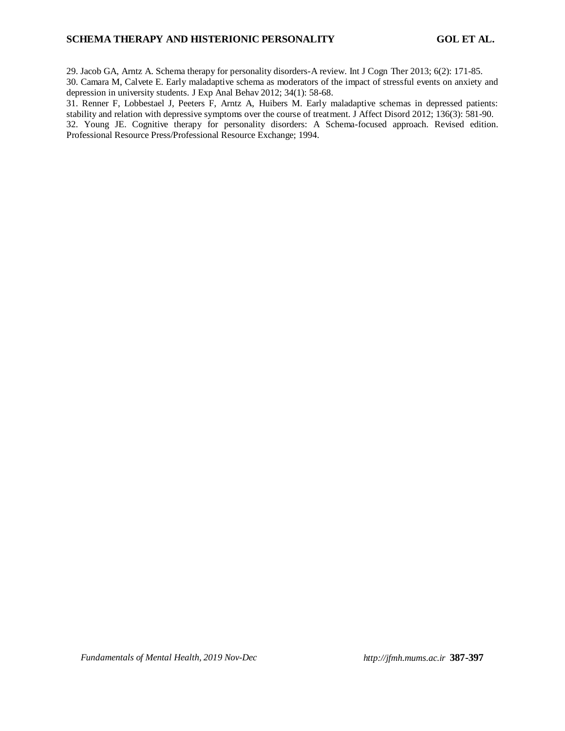29. Jacob GA, Arntz A. Schema therapy for personality disorders-A review. Int J Cogn Ther 2013; 6(2): 171-85.

30. Camara M, Calvete E. Early maladaptive schema as moderators of the impact of stressful events on anxiety and depression in university students. J Exp Anal Behav 2012; 34(1): 58-68.

31. Renner F, Lobbestael J, Peeters F, Arntz A, Huibers M. Early maladaptive schemas in depressed patients: stability and relation with depressive symptoms over the course of treatment. J Affect Disord 2012; 136(3): 581-90.

32. Young JE. Cognitive therapy for personality disorders: A Schema-focused approach. Revised edition. Professional Resource Press/Professional Resource Exchange; 1994.